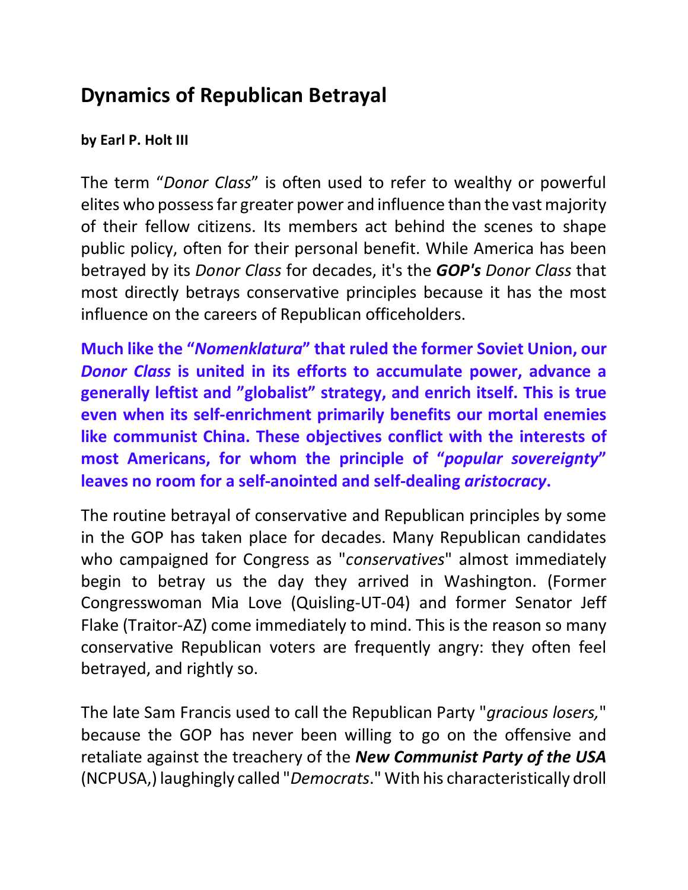## Dynamics of Republican Betrayal

**by Earl P. Holt III**

The term “*Donor Class*” is often used to refer to wealthy or powerful elites who possess far greater power and influence than the vast majority of their fellow citizens. Its members act behind the scenes to shape public policy, often for their personal benefit. While America has been betrayed by its *Donor Class* for decades, it's the ***GOP's*** *Donor Class* that most directly betrays conservative principles because it has the most influence on the careers of Republican officeholders.

**Much like the “*Nomenklatura*” that ruled the former Soviet Union, our *Donor Class* is united in its efforts to accumulate power, advance a generally leftist and ”globalist” strategy, and enrich itself. This is true even when its self-enrichment primarily benefits our mortal enemies like communist China. These objectives conflict with the interests of most Americans, for whom the principle of “*popular sovereignty*” leaves no room for a self-anointed and self-dealing *aristocracy*.**

The routine betrayal of conservative and Republican principles by some in the GOP has taken place for decades. Many Republican candidates who campaigned for Congress as "*conservatives*" almost immediately begin to betray us the day they arrived in Washington. (Former Congresswoman Mia Love (Quisling-UT-04) and former Senator Jeff Flake (Traitor-AZ) come immediately to mind. This is the reason so many conservative Republican voters are frequently angry: they often feel betrayed, and rightly so.

The late Sam Francis used to call the Republican Party "*gracious losers,*" because the GOP has never been willing to go on the offensive and retaliate against the treachery of the ***New Communist Party of the USA*** (NCPUSA,) laughingly called "*Democrats*." With his characteristically droll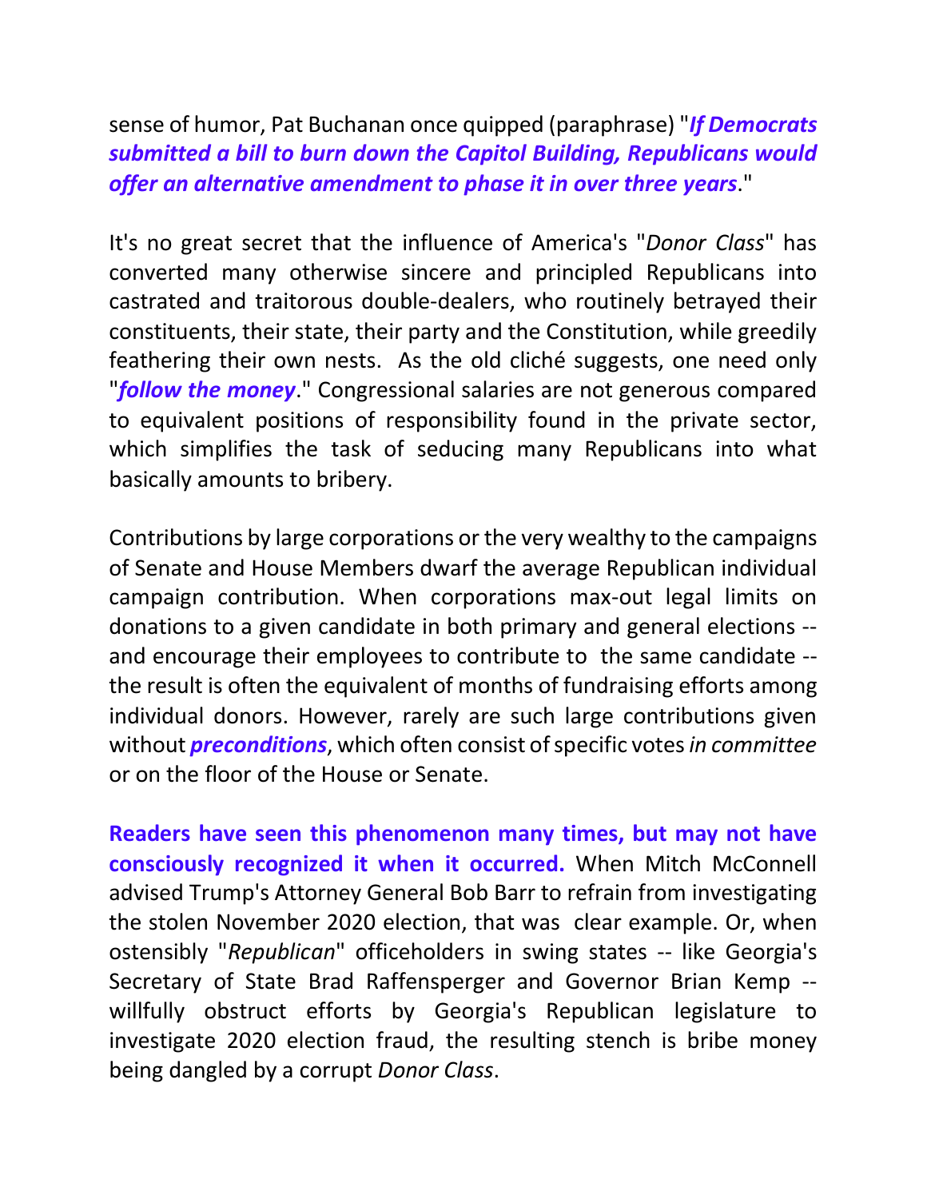sense of humor, Pat Buchanan once quipped (paraphrase) "***If Democrats submitted a bill to burn down the Capitol Building, Republicans would offer an alternative amendment to phase it in over three years***."

It's no great secret that the influence of America's "*Donor Class*" has converted many otherwise sincere and principled Republicans into castrated and traitorous double-dealers, who routinely betrayed their constituents, their state, their party and the Constitution, while greedily feathering their own nests. As the old cliché suggests, one need only "***follow the money***." Congressional salaries are not generous compared to equivalent positions of responsibility found in the private sector, which simplifies the task of seducing many Republicans into what basically amounts to bribery.

Contributions by large corporations or the very wealthy to the campaigns of Senate and House Members dwarf the average Republican individual campaign contribution. When corporations max-out legal limits on donations to a given candidate in both primary and general elections -- and encourage their employees to contribute to the same candidate -- the result is often the equivalent of months of fundraising efforts among individual donors. However, rarely are such large contributions given without ***preconditions***, which often consist of specific votes *in committee* or on the floor of the House or Senate.

**Readers have seen this phenomenon many times, but may not have consciously recognized it when it occurred.** When Mitch McConnell advised Trump's Attorney General Bob Barr to refrain from investigating the stolen November 2020 election, that was clear example. Or, when ostensibly "*Republican*" officeholders in swing states -- like Georgia's Secretary of State Brad Raffensperger and Governor Brian Kemp -- willfully obstruct efforts by Georgia's Republican legislature to investigate 2020 election fraud, the resulting stench is bribe money being dangled by a corrupt *Donor Class*.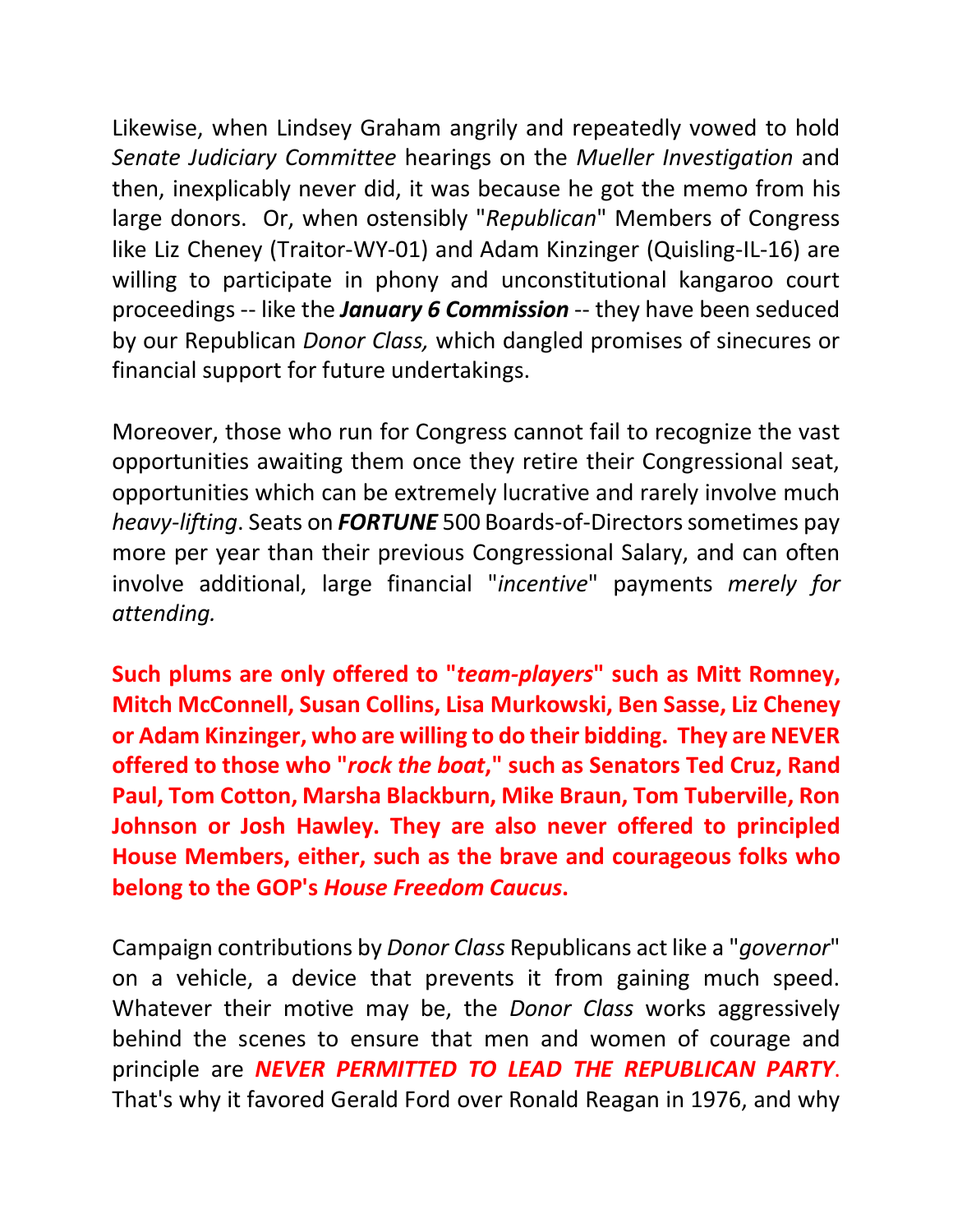Likewise, when Lindsey Graham angrily and repeatedly vowed to hold *Senate Judiciary Committee* hearings on the *Mueller Investigation* and then, inexplicably never did, it was because he got the memo from his large donors. Or, when ostensibly "*Republican*" Members of Congress like Liz Cheney (Traitor-WY-01) and Adam Kinzinger (Quisling-IL-16) are willing to participate in phony and unconstitutional kangaroo court proceedings -- like the ***January 6 Commission*** -- they have been seduced by our Republican *Donor Class,* which dangled promises of sinecures or financial support for future undertakings.

Moreover, those who run for Congress cannot fail to recognize the vast opportunities awaiting them once they retire their Congressional seat, opportunities which can be extremely lucrative and rarely involve much *heavy-lifting*. Seats on ***FORTUNE*** 500 Boards-of-Directors sometimes pay more per year than their previous Congressional Salary, and can often involve additional, large financial "*incentive*" payments *merely for attending.*

**Such plums are only offered to "*team-players*" such as Mitt Romney, Mitch McConnell, Susan Collins, Lisa Murkowski, Ben Sasse, Liz Cheney or Adam Kinzinger, who are willing to do their bidding. They are NEVER offered to those who "*rock the boat*," such as Senators Ted Cruz, Rand Paul, Tom Cotton, Marsha Blackburn, Mike Braun, Tom Tuberville, Ron Johnson or Josh Hawley. They are also never offered to principled House Members, either, such as the brave and courageous folks who belong to the GOP's *House Freedom Caucus*.**

Campaign contributions by *Donor Class* Republicans act like a "*governor*" on a vehicle, a device that prevents it from gaining much speed. Whatever their motive may be, the *Donor Class* works aggressively behind the scenes to ensure that men and women of courage and principle are ***NEVER PERMITTED TO LEAD THE REPUBLICAN PARTY***. That's why it favored Gerald Ford over Ronald Reagan in 1976, and why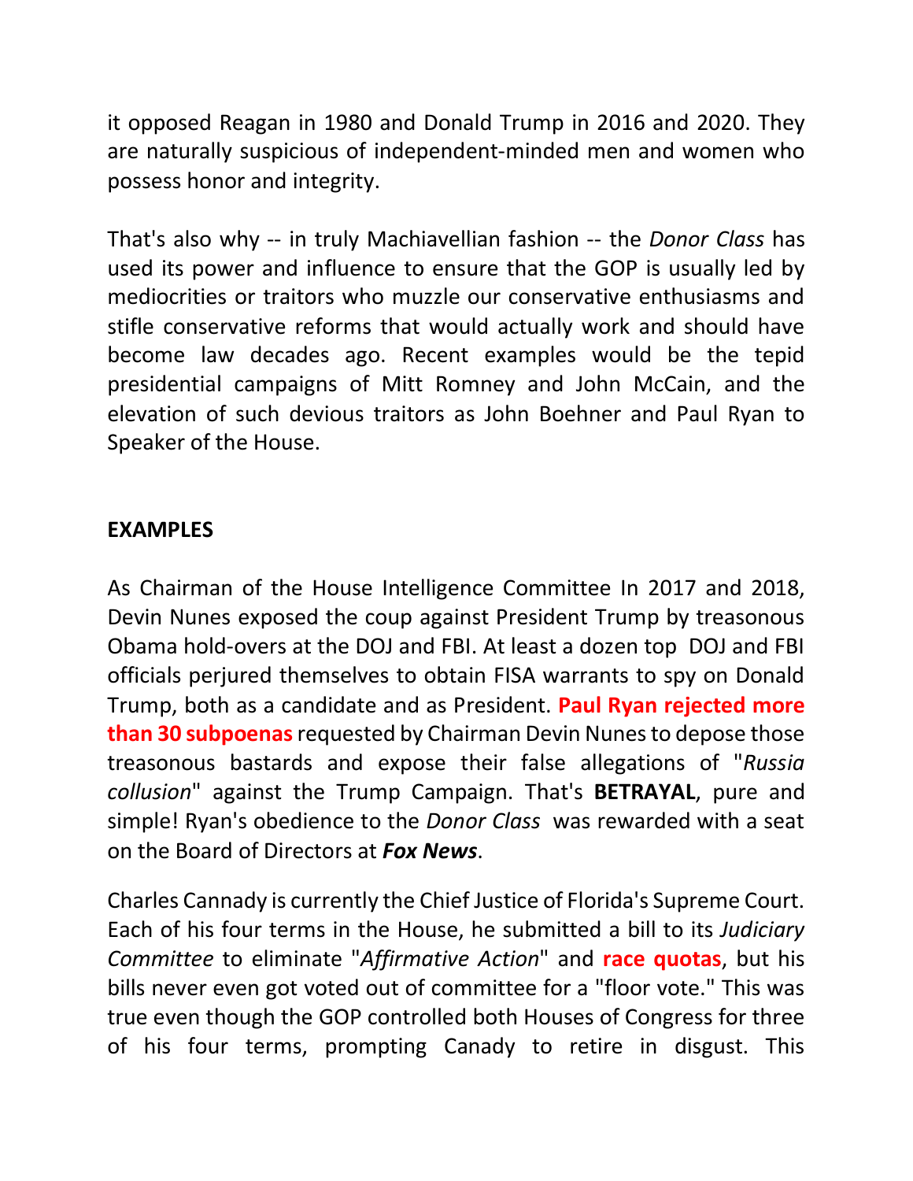it opposed Reagan in 1980 and Donald Trump in 2016 and 2020. They are naturally suspicious of independent-minded men and women who possess honor and integrity.

That's also why -- in truly Machiavellian fashion -- the *Donor Class* has used its power and influence to ensure that the GOP is usually led by mediocrities or traitors who muzzle our conservative enthusiasms and stifle conservative reforms that would actually work and should have become law decades ago. Recent examples would be the tepid presidential campaigns of Mitt Romney and John McCain, and the elevation of such devious traitors as John Boehner and Paul Ryan to Speaker of the House.

## EXAMPLES

As Chairman of the House Intelligence Committee In 2017 and 2018, Devin Nunes exposed the coup against President Trump by treasonous Obama hold-overs at the DOJ and FBI. At least a dozen top DOJ and FBI officials perjured themselves to obtain FISA warrants to spy on Donald Trump, both as a candidate and as President. **Paul Ryan rejected more than 30 subpoenas** requested by Chairman Devin Nunes to depose those treasonous bastards and expose their false allegations of "*Russia collusion*" against the Trump Campaign. That's **BETRAYAL**, pure and simple! Ryan's obedience to the *Donor Class* was rewarded with a seat on the Board of Directors at ***Fox News***.

Charles Cannady is currently the Chief Justice of Florida's Supreme Court. Each of his four terms in the House, he submitted a bill to its *Judiciary Committee* to eliminate "*Affirmative Action*" and **race quotas**, but his bills never even got voted out of committee for a "floor vote." This was true even though the GOP controlled both Houses of Congress for three of his four terms, prompting Canady to retire in disgust. This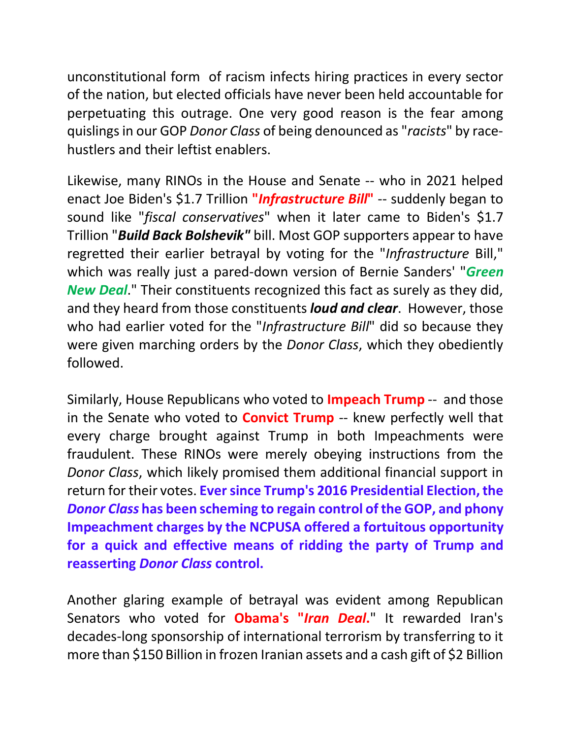unconstitutional form of racism infects hiring practices in every sector of the nation, but elected officials have never been held accountable for perpetuating this outrage. One very good reason is the fear among quislings in our GOP *Donor Class* of being denounced as "*racists*" by race-hustlers and their leftist enablers.

Likewise, many RINOs in the House and Senate -- who in 2021 helped enact Joe Biden's $1.7 Trillion **"*Infrastructure Bill*"** -- suddenly began to sound like "*fiscal conservatives*" when it later came to Biden's $1.7 Trillion "***Build Back Bolshevik"*** bill. Most GOP supporters appear to have regretted their earlier betrayal by voting for the "*Infrastructure* Bill," which was really just a pared-down version of Bernie Sanders' "***Green New Deal***." Their constituents recognized this fact as surely as they did, and they heard from those constituents ***loud and clear***. However, those who had earlier voted for the "*Infrastructure Bill*" did so because they were given marching orders by the *Donor Class*, which they obediently followed.

Similarly, House Republicans who voted to **Impeach Trump** -- and those in the Senate who voted to **Convict Trump** -- knew perfectly well that every charge brought against Trump in both Impeachments were fraudulent. These RINOs were merely obeying instructions from the *Donor Class*, which likely promised them additional financial support in return for their votes. **Ever since Trump's 2016 Presidential Election, the *Donor Class* has been scheming to regain control of the GOP, and phony Impeachment charges by the NCPUSA offered a fortuitous opportunity for a quick and effective means of ridding the party of Trump and reasserting *Donor Class* control.**

Another glaring example of betrayal was evident among Republican Senators who voted for **Obama's "*Iran Deal*.**" It rewarded Iran's decades-long sponsorship of international terrorism by transferring to it more than $150 Billion in frozen Iranian assets and a cash gift of $2 Billion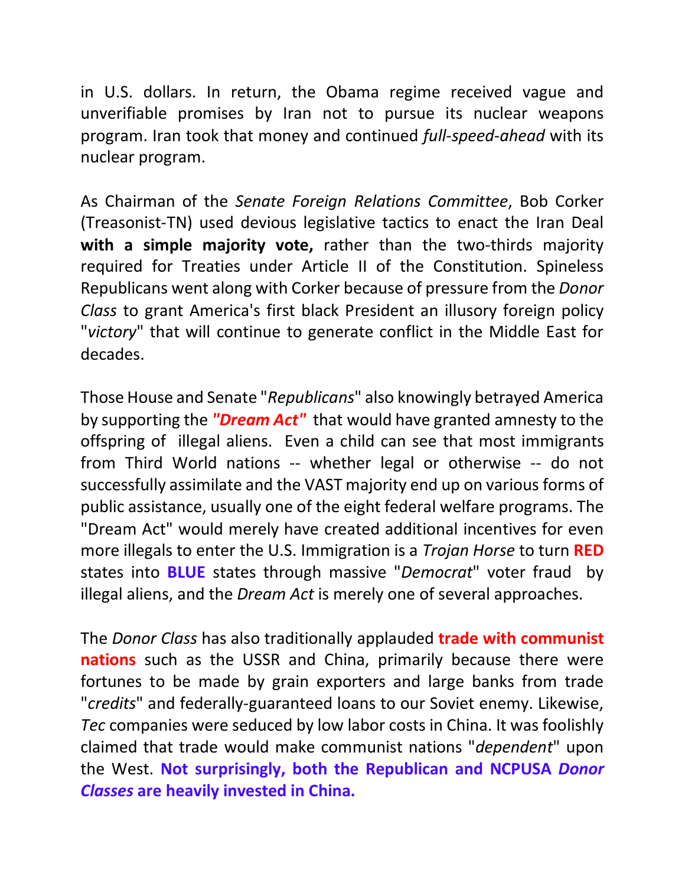in U.S. dollars. In return, the Obama regime received vague and unverifiable promises by Iran not to pursue its nuclear weapons program. Iran took that money and continued *full-speed-ahead* with its nuclear program.

As Chairman of the *Senate Foreign Relations Committee*, Bob Corker (Treasonist-TN) used devious legislative tactics to enact the Iran Deal **with a simple majority vote,** rather than the two-thirds majority required for Treaties under Article II of the Constitution. Spineless Republicans went along with Corker because of pressure from the *Donor Class* to grant America's first black President an illusory foreign policy "*victory*" that will continue to generate conflict in the Middle East for decades.

Those House and Senate "*Republicans*" also knowingly betrayed America by supporting the ***"Dream Act"*** that would have granted amnesty to the offspring of illegal aliens. Even a child can see that most immigrants from Third World nations -- whether legal or otherwise -- do not successfully assimilate and the VAST majority end up on various forms of public assistance, usually one of the eight federal welfare programs. The "Dream Act" would merely have created additional incentives for even more illegals to enter the U.S. Immigration is a *Trojan Horse* to turn **RED** states into **BLUE** states through massive "*Democrat*" voter fraud by illegal aliens, and the *Dream Act* is merely one of several approaches.

The *Donor Class* has also traditionally applauded **trade with communist nations** such as the USSR and China, primarily because there were fortunes to be made by grain exporters and large banks from trade "*credits*" and federally-guaranteed loans to our Soviet enemy. Likewise, *Tec* companies were seduced by low labor costs in China. It was foolishly claimed that trade would make communist nations "*dependent*" upon the West. **Not surprisingly, both the Republican and NCPUSA *Donor Classes* are heavily invested in China.**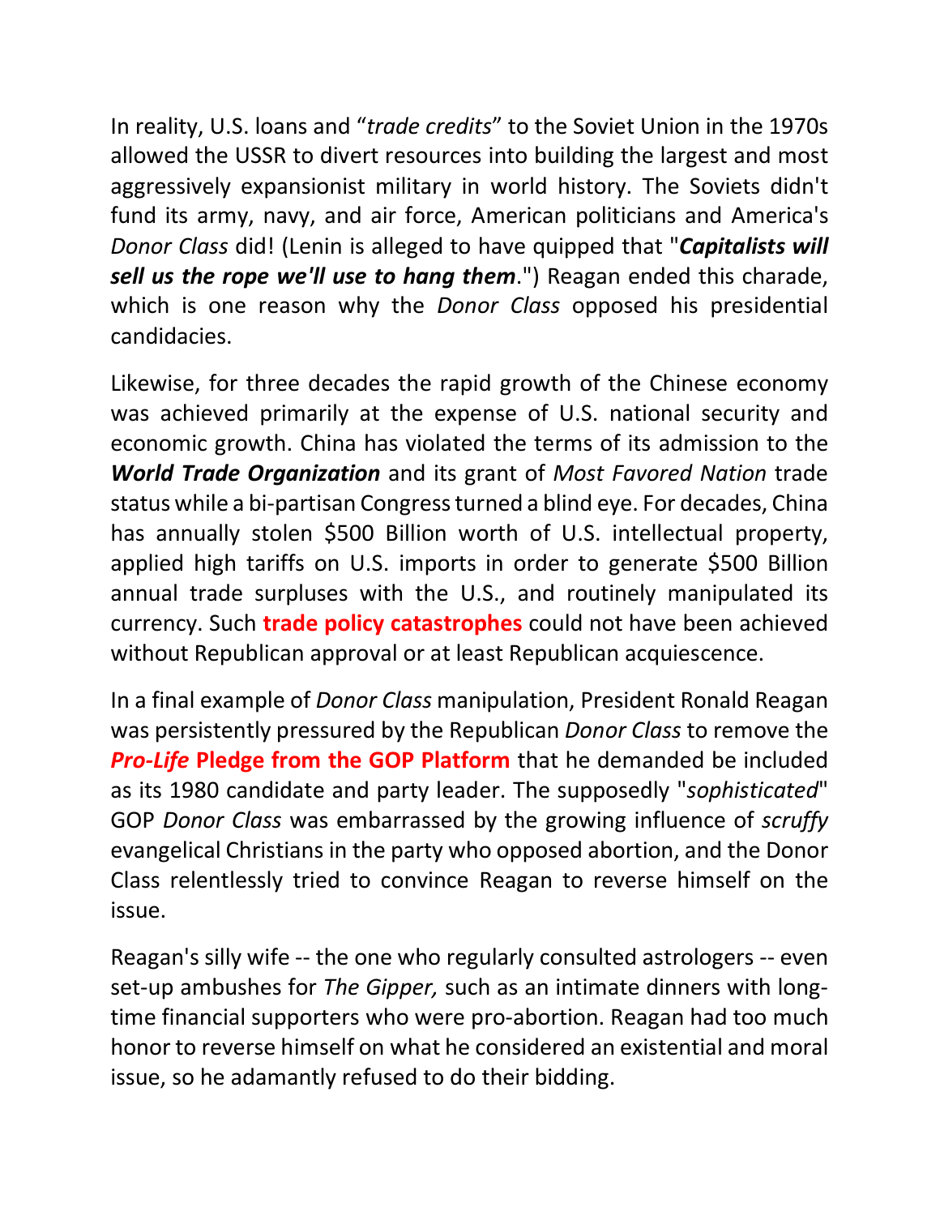In reality, U.S. loans and "*trade credits*" to the Soviet Union in the 1970s allowed the USSR to divert resources into building the largest and most aggressively expansionist military in world history. The Soviets didn't fund its army, navy, and air force, American politicians and America's *Donor Class* did! (Lenin is alleged to have quipped that "***Capitalists will sell us the rope we'll use to hang them***.") Reagan ended this charade, which is one reason why the *Donor Class* opposed his presidential candidacies.

Likewise, for three decades the rapid growth of the Chinese economy was achieved primarily at the expense of U.S. national security and economic growth. China has violated the terms of its admission to the ***World Trade Organization*** and its grant of *Most Favored Nation* trade status while a bi-partisan Congress turned a blind eye. For decades, China has annually stolen $500 Billion worth of U.S. intellectual property, applied high tariffs on U.S. imports in order to generate $500 Billion annual trade surpluses with the U.S., and routinely manipulated its currency. Such **trade policy catastrophes** could not have been achieved without Republican approval or at least Republican acquiescence.

In a final example of *Donor Class* manipulation, President Ronald Reagan was persistently pressured by the Republican *Donor Class* to remove the ***Pro-Life*** **Pledge from the GOP Platform** that he demanded be included as its 1980 candidate and party leader. The supposedly "*sophisticated*" GOP *Donor Class* was embarrassed by the growing influence of *scruffy* evangelical Christians in the party who opposed abortion, and the Donor Class relentlessly tried to convince Reagan to reverse himself on the issue.

Reagan's silly wife -- the one who regularly consulted astrologers -- even set-up ambushes for *The Gipper,* such as an intimate dinners with long-time financial supporters who were pro-abortion. Reagan had too much honor to reverse himself on what he considered an existential and moral issue, so he adamantly refused to do their bidding.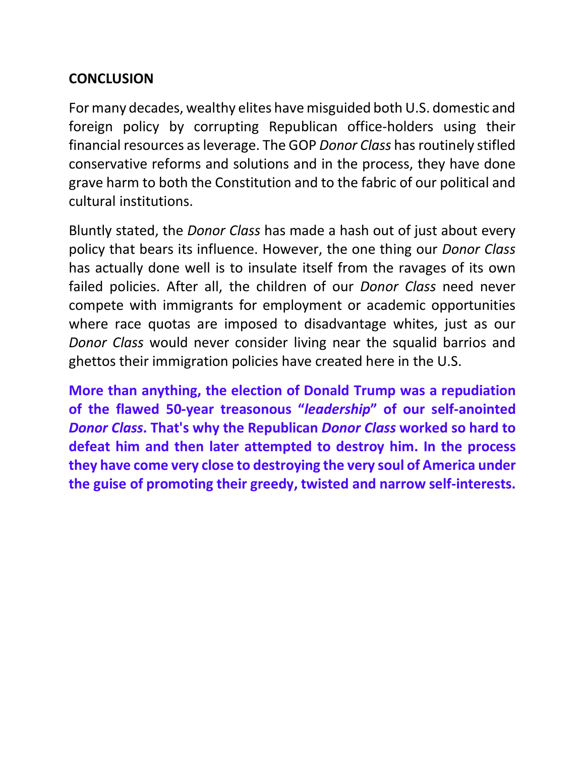## CONCLUSION

For many decades, wealthy elites have misguided both U.S. domestic and foreign policy by corrupting Republican office-holders using their financial resources as leverage. The GOP *Donor Class* has routinely stifled conservative reforms and solutions and in the process, they have done grave harm to both the Constitution and to the fabric of our political and cultural institutions.

Bluntly stated, the *Donor Class* has made a hash out of just about every policy that bears its influence. However, the one thing our *Donor Class* has actually done well is to insulate itself from the ravages of its own failed policies. After all, the children of our *Donor Class* need never compete with immigrants for employment or academic opportunities where race quotas are imposed to disadvantage whites, just as our *Donor Class* would never consider living near the squalid barrios and ghettos their immigration policies have created here in the U.S.

**More than anything, the election of Donald Trump was a repudiation of the flawed 50-year treasonous "*leadership*" of our self-anointed *Donor Class*. That's why the Republican *Donor Class* worked so hard to defeat him and then later attempted to destroy him. In the process they have come very close to destroying the very soul of America under the guise of promoting their greedy, twisted and narrow self-interests.**